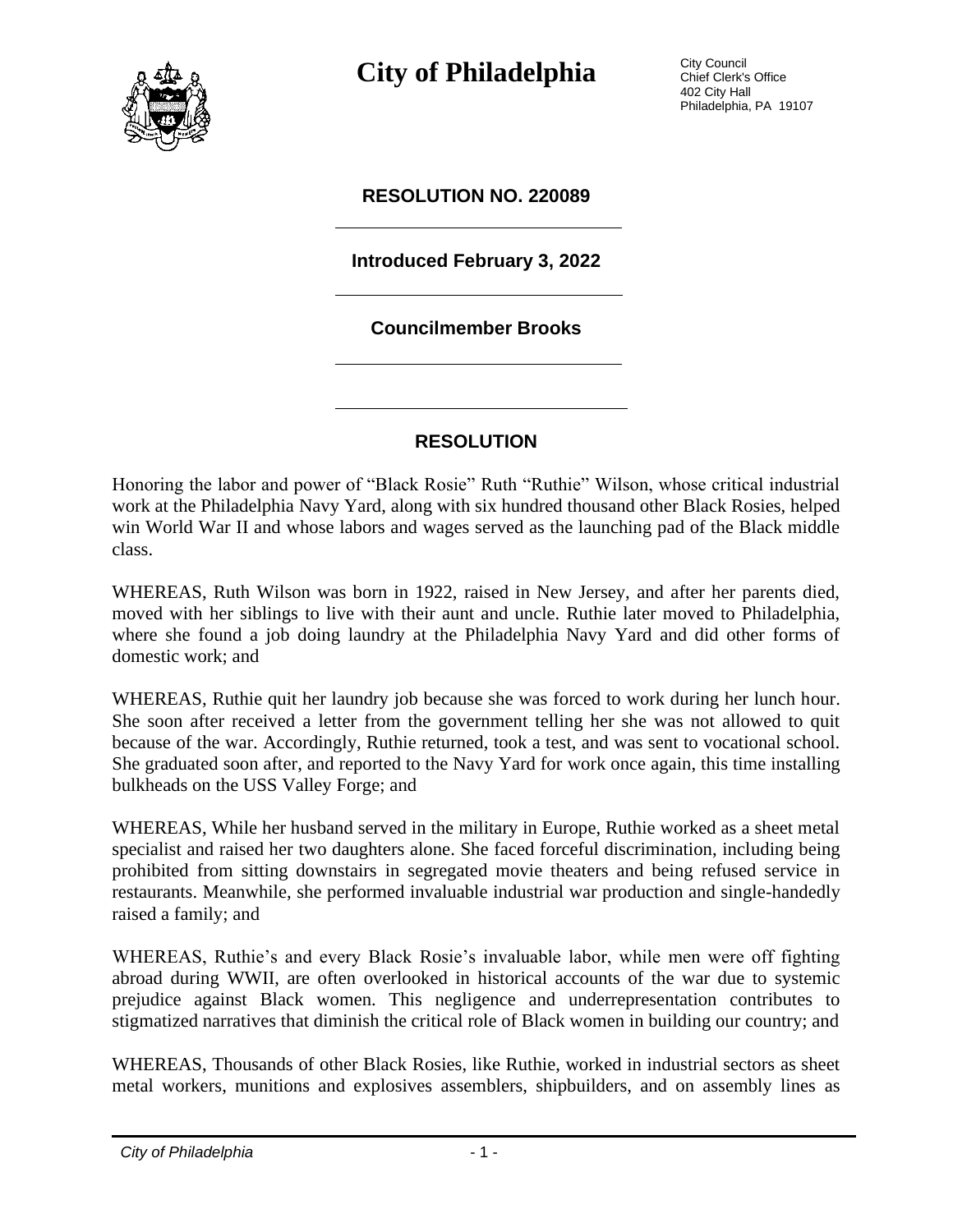# City of Philadelphia

City Council
Chief Clerk's Office
402 City Hall
Philadelphia, PA 19107

## RESOLUTION NO. 220089

**Introduced February 3, 2022**

**Councilmember Brooks**

## RESOLUTION

Honoring the labor and power of "Black Rosie" Ruth "Ruthie" Wilson, whose critical industrial work at the Philadelphia Navy Yard, along with six hundred thousand other Black Rosies, helped win World War II and whose labors and wages served as the launching pad of the Black middle class.

WHEREAS, Ruth Wilson was born in 1922, raised in New Jersey, and after her parents died, moved with her siblings to live with their aunt and uncle. Ruthie later moved to Philadelphia, where she found a job doing laundry at the Philadelphia Navy Yard and did other forms of domestic work; and

WHEREAS, Ruthie quit her laundry job because she was forced to work during her lunch hour. She soon after received a letter from the government telling her she was not allowed to quit because of the war. Accordingly, Ruthie returned, took a test, and was sent to vocational school. She graduated soon after, and reported to the Navy Yard for work once again, this time installing bulkheads on the USS Valley Forge; and

WHEREAS, While her husband served in the military in Europe, Ruthie worked as a sheet metal specialist and raised her two daughters alone. She faced forceful discrimination, including being prohibited from sitting downstairs in segregated movie theaters and being refused service in restaurants. Meanwhile, she performed invaluable industrial war production and single-handedly raised a family; and

WHEREAS, Ruthie's and every Black Rosie's invaluable labor, while men were off fighting abroad during WWII, are often overlooked in historical accounts of the war due to systemic prejudice against Black women. This negligence and underrepresentation contributes to stigmatized narratives that diminish the critical role of Black women in building our country; and

WHEREAS, Thousands of other Black Rosies, like Ruthie, worked in industrial sectors as sheet metal workers, munitions and explosives assemblers, shipbuilders, and on assembly lines as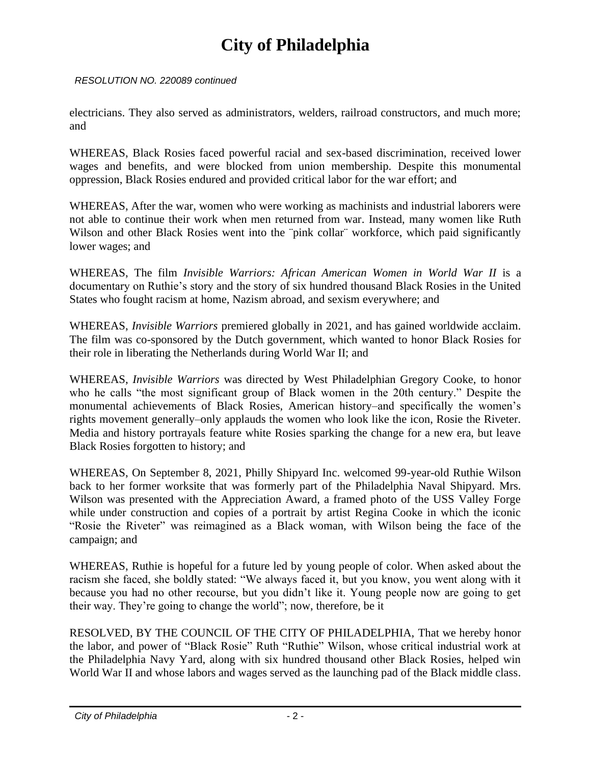*RESOLUTION NO. 220089 continued*

electricians. They also served as administrators, welders, railroad constructors, and much more; and

WHEREAS, Black Rosies faced powerful racial and sex-based discrimination, received lower wages and benefits, and were blocked from union membership. Despite this monumental oppression, Black Rosies endured and provided critical labor for the war effort; and

WHEREAS, After the war, women who were working as machinists and industrial laborers were not able to continue their work when men returned from war. Instead, many women like Ruth Wilson and other Black Rosies went into the ¨pink collar¨ workforce, which paid significantly lower wages; and

WHEREAS, The film *Invisible Warriors: African American Women in World War II* is a documentary on Ruthie's story and the story of six hundred thousand Black Rosies in the United States who fought racism at home, Nazism abroad, and sexism everywhere; and

WHEREAS, *Invisible Warriors* premiered globally in 2021, and has gained worldwide acclaim. The film was co-sponsored by the Dutch government, which wanted to honor Black Rosies for their role in liberating the Netherlands during World War II; and

WHEREAS, *Invisible Warriors* was directed by West Philadelphian Gregory Cooke, to honor who he calls "the most significant group of Black women in the 20th century." Despite the monumental achievements of Black Rosies, American history–and specifically the women's rights movement generally–only applauds the women who look like the icon, Rosie the Riveter. Media and history portrayals feature white Rosies sparking the change for a new era, but leave Black Rosies forgotten to history; and

WHEREAS, On September 8, 2021, Philly Shipyard Inc. welcomed 99-year-old Ruthie Wilson back to her former worksite that was formerly part of the Philadelphia Naval Shipyard. Mrs. Wilson was presented with the Appreciation Award, a framed photo of the USS Valley Forge while under construction and copies of a portrait by artist Regina Cooke in which the iconic "Rosie the Riveter" was reimagined as a Black woman, with Wilson being the face of the campaign; and

WHEREAS, Ruthie is hopeful for a future led by young people of color. When asked about the racism she faced, she boldly stated: "We always faced it, but you know, you went along with it because you had no other recourse, but you didn't like it. Young people now are going to get their way. They're going to change the world"; now, therefore, be it

RESOLVED, BY THE COUNCIL OF THE CITY OF PHILADELPHIA, That we hereby honor the labor, and power of "Black Rosie" Ruth "Ruthie" Wilson, whose critical industrial work at the Philadelphia Navy Yard, along with six hundred thousand other Black Rosies, helped win World War II and whose labors and wages served as the launching pad of the Black middle class.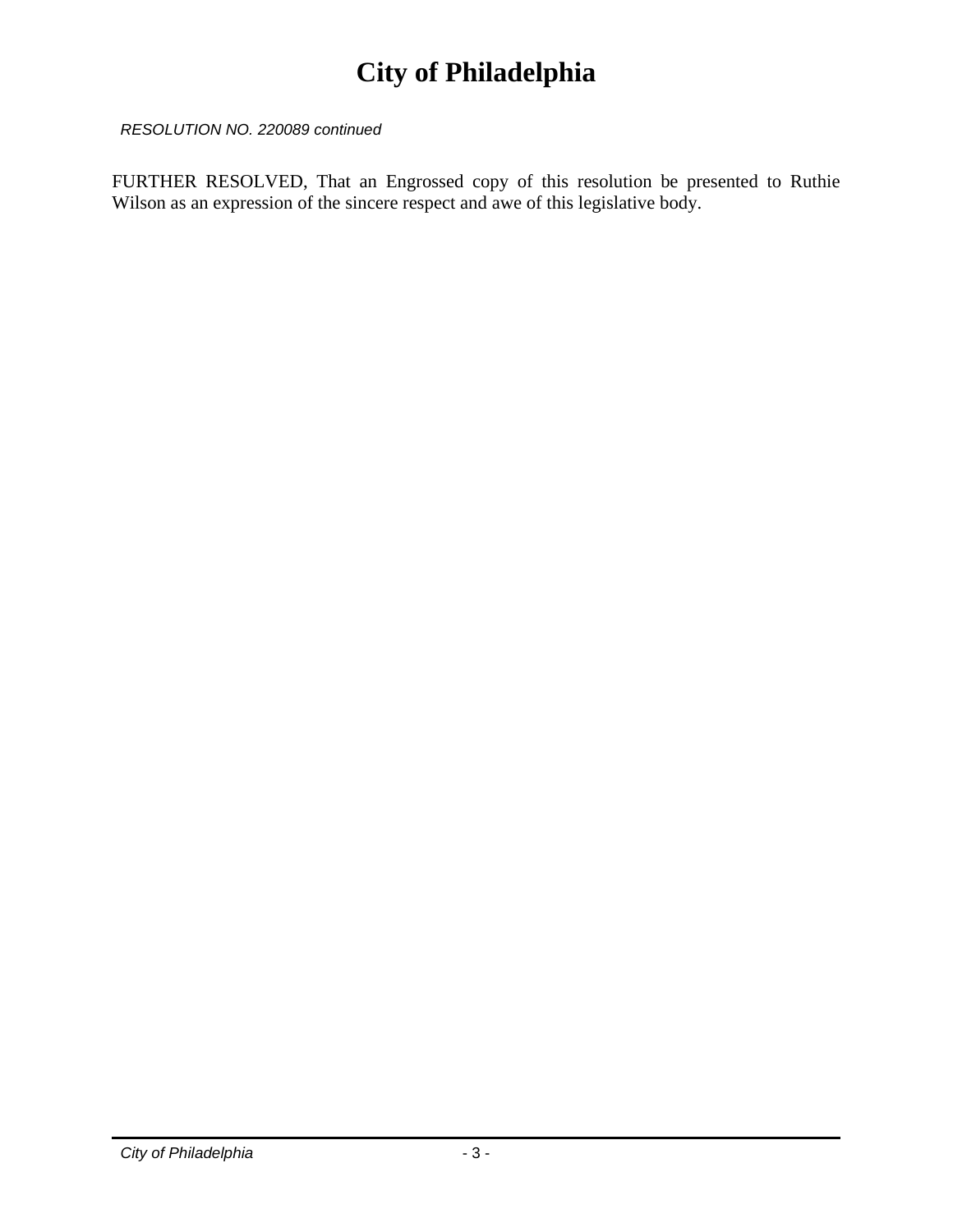*RESOLUTION NO. 220089 continued*

FURTHER RESOLVED, That an Engrossed copy of this resolution be presented to Ruthie Wilson as an expression of the sincere respect and awe of this legislative body.